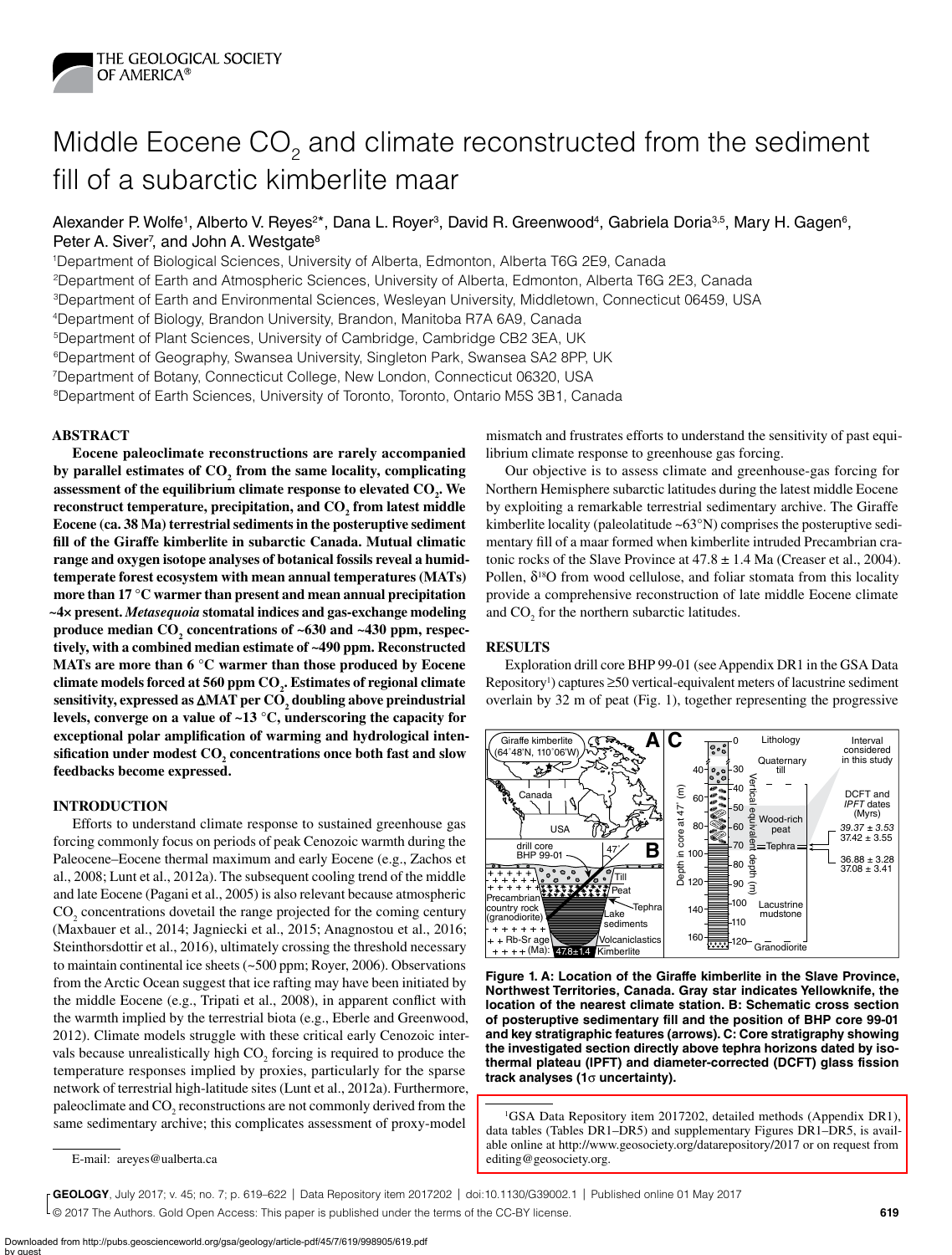# Middle Eocene $CO_2$ and climate reconstructed from the sediment fill of a subarctic kimberlite maar

Alexander P. Wolfe[1], Alberto V. Reyes[2]*, Dana L. Royer[3], David R. Greenwood[4], Gabriela Doria[3,5], Mary H. Gagen[6], Peter A. Siver[7], and John A. Westgate[8]

[1]Department of Biological Sciences, University of Alberta, Edmonton, Alberta T6G 2E9, Canada
[2]Department of Earth and Atmospheric Sciences, University of Alberta, Edmonton, Alberta T6G 2E3, Canada
[3]Department of Earth and Environmental Sciences, Wesleyan University, Middletown, Connecticut 06459, USA
[4]Department of Biology, Brandon University, Brandon, Manitoba R7A 6A9, Canada
[5]Department of Plant Sciences, University of Cambridge, Cambridge CB2 3EA, UK
[6]Department of Geography, Swansea University, Singleton Park, Swansea SA2 8PP, UK
[7]Department of Botany, Connecticut College, New London, Connecticut 06320, USA
[8]Department of Earth Sciences, University of Toronto, Toronto, Ontario M5S 3B1, Canada

## ABSTRACT

**Eocene paleoclimate reconstructions are rarely accompanied by parallel estimates of $CO_2$ from the same locality, complicating assessment of the equilibrium climate response to elevated $CO_2$. We reconstruct temperature, precipitation, and $CO_2$ from latest middle Eocene (ca. 38 Ma) terrestrial sediments in the posteruptive sediment fill of the Giraffe kimberlite in subarctic Canada. Mutual climatic range and oxygen isotope analyses of botanical fossils reveal a humid-temperate forest ecosystem with mean annual temperatures (MATs) more than 17 °C warmer than present and mean annual precipitation ~4× present. *Metasequoia* stomatal indices and gas-exchange modeling produce median $CO_2$ concentrations of ~630 and ~430 ppm, respectively, with a combined median estimate of ~490 ppm. Reconstructed MATs are more than 6 °C warmer than those produced by Eocene climate models forced at 560 ppm $CO_2$. Estimates of regional climate sensitivity, expressed as ΔMAT per $CO_2$ doubling above preindustrial levels, converge on a value of ~13 °C, underscoring the capacity for exceptional polar amplification of warming and hydrological intensification under modest $CO_2$ concentrations once both fast and slow feedbacks become expressed.**

## INTRODUCTION

Efforts to understand climate response to sustained greenhouse gas forcing commonly focus on periods of peak Cenozoic warmth during the Paleocene–Eocene thermal maximum and early Eocene (e.g., Zachos et al., 2008; Lunt et al., 2012a). The subsequent cooling trend of the middle and late Eocene (Pagani et al., 2005) is also relevant because atmospheric $CO_2$ concentrations dovetail the range projected for the coming century (Maxbauer et al., 2014; Jagniecki et al., 2015; Anagnostou et al., 2016; Steinthorsdottir et al., 2016), ultimately crossing the threshold necessary to maintain continental ice sheets (~500 ppm; Royer, 2006). Observations from the Arctic Ocean suggest that ice rafting may have been initiated by the middle Eocene (e.g., Tripati et al., 2008), in apparent conflict with the warmth implied by the terrestrial biota (e.g., Eberle and Greenwood, 2012). Climate models struggle with these critical early Cenozoic intervals because unrealistically high $CO_2$ forcing is required to produce the temperature responses implied by proxies, particularly for the sparse network of terrestrial high-latitude sites (Lunt et al., 2012a). Furthermore, paleoclimate and $CO_2$ reconstructions are not commonly derived from the same sedimentary archive; this complicates assessment of proxy-model mismatch and frustrates efforts to understand the sensitivity of past equilibrium climate response to greenhouse gas forcing.

Our objective is to assess climate and greenhouse-gas forcing for Northern Hemisphere subarctic latitudes during the latest middle Eocene by exploiting a remarkable terrestrial sedimentary archive. The Giraffe kimberlite locality (paleolatitude ~63°N) comprises the posteruptive sedimentary fill of a maar formed when kimberlite intruded Precambrian cratonic rocks of the Slave Province at 47.8 ± 1.4 Ma (Creaser et al., 2004). Pollen, $\delta^{18}O$ from wood cellulose, and foliar stomata from this locality provide a comprehensive reconstruction of late middle Eocene climate and $CO_2$ for the northern subarctic latitudes.

## RESULTS

Exploration drill core BHP 99-01 (see Appendix DR1 in the GSA Data Repository[1]) captures ≥50 vertical-equivalent meters of lacustrine sediment overlain by 32 m of peat (Fig. 1), together representing the progressive

**Figure 1. A: Location of the Giraffe kimberlite in the Slave Province, Northwest Territories, Canada. Gray star indicates Yellowknife, the location of the nearest climate station. B: Schematic cross section of posteruptive sedimentary fill and the position of BHP core 99-01 and key stratigraphic features (arrows). C: Core stratigraphy showing the investigated section directly above tephra horizons dated by isothermal plateau (IPFT) and diameter-corrected (DCFT) glass fission track analyses (1σ uncertainty).**

[1]GSA Data Repository item 2017202, detailed methods (Appendix DR1), data tables (Tables DR1–DR5), and supplementary Figures DR1–DR5, is available online at http://www.geosociety.org/datarepository/2017 or on request from editing@geosociety.org.

*E-mail: areyes@ualberta.ca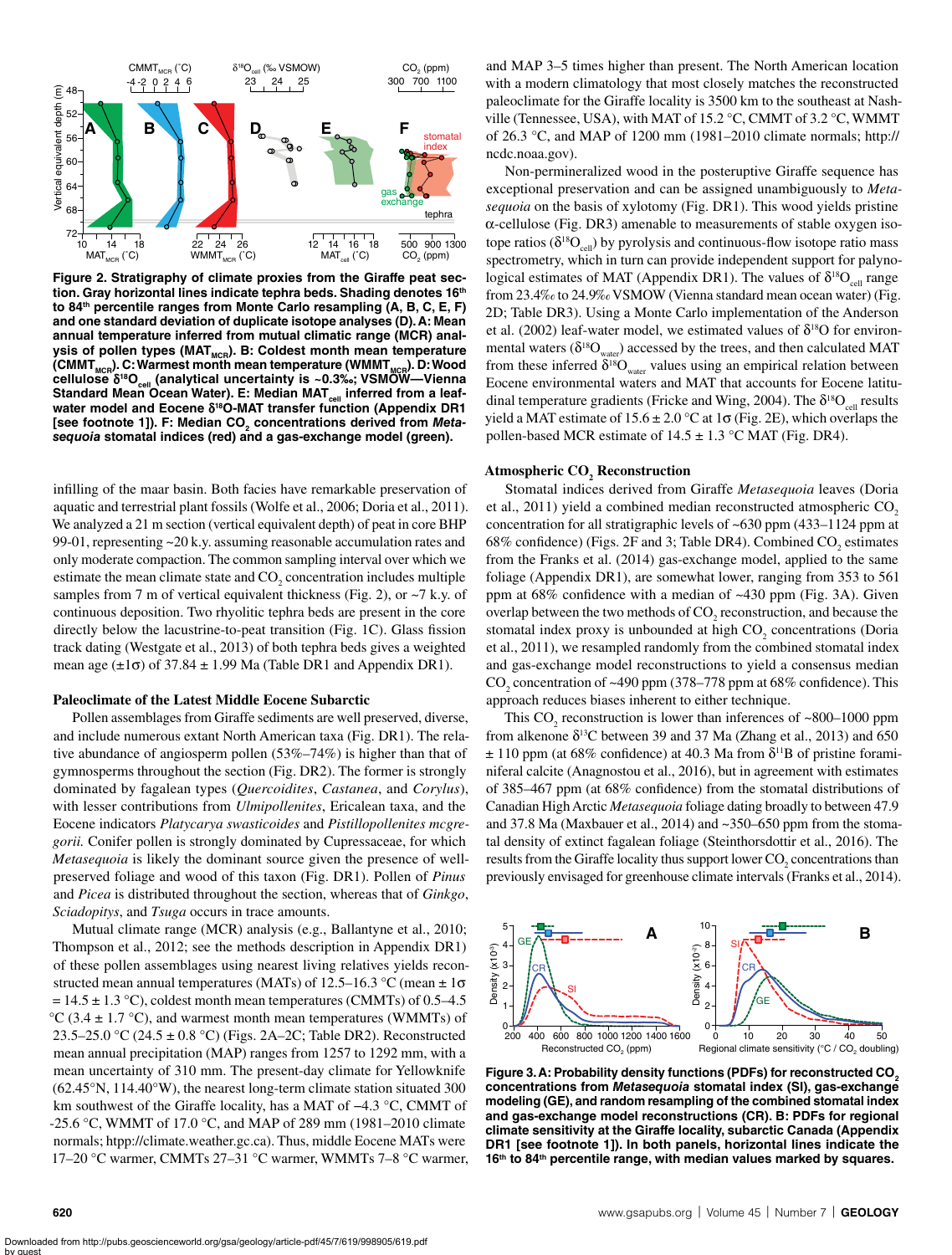**Figure 2. Stratigraphy of climate proxies from the Giraffe peat section. Gray horizontal lines indicate tephra beds. Shading denotes 16th to 84th percentile ranges from Monte Carlo resampling (A, B, C, E, F) and one standard deviation of duplicate isotope analyses (D). A: Mean annual temperature inferred from mutual climatic range (MCR) analysis of pollen types ($MAT_{MCR}$). B: Coldest month mean temperature ($CMMT_{MCR}$). C: Warmest month mean temperature ($WMMT_{MCR}$). D: Wood cellulose $\delta^{18}O_{cell}$ (analytical uncertainty is ~0.3‰; VSMOW—Vienna Standard Mean Ocean Water). E: Median $MAT_{cell}$ inferred from a leaf-water model and Eocene $\delta^{18}$O-MAT transfer function (Appendix DR1 [see footnote 1]). F: Median $CO_2$ concentrations derived from *Metasequoia* stomatal indices (red) and a gas-exchange model (green).**

infilling of the maar basin. Both facies have remarkable preservation of aquatic and terrestrial plant fossils (Wolfe et al., 2006; Doria et al., 2011). We analyzed a 21 m section (vertical equivalent depth) of peat in core BHP 99-01, representing ~20 k.y. assuming reasonable accumulation rates and only moderate compaction. The common sampling interval over which we estimate the mean climate state and $CO_2$ concentration includes multiple samples from 7 m of vertical equivalent thickness (Fig. 2), or ~7 k.y. of continuous deposition. Two rhyolitic tephra beds are present in the core directly below the lacustrine-to-peat transition (Fig. 1C). Glass fission track dating (Westgate et al., 2013) of both tephra beds gives a weighted mean age (±1σ) of 37.84 ± 1.99 Ma (Table DR1 and Appendix DR1).

### Paleoclimate of the Latest Middle Eocene Subarctic

Pollen assemblages from Giraffe sediments are well preserved, diverse, and include numerous extant North American taxa (Fig. DR1). The relative abundance of angiosperm pollen (53%–74%) is higher than that of gymnosperms throughout the section (Fig. DR2). The former is strongly dominated by fagalean types (*Quercoidites*, *Castanea*, and *Corylus*), with lesser contributions from *Ulmipollenites*, Ericalean taxa, and the Eocene indicators *Platycarya swasticoides* and *Pistillipollenites mcgregorii.* Conifer pollen is strongly dominated by Cupressaceae, for which *Metasequoia* is likely the dominant source given the presence of well-preserved foliage and wood of this taxon (Fig. DR1). Pollen of *Pinus* and *Picea* is distributed throughout the section, whereas that of *Ginkgo*, *Sciadopitys*, and *Tsuga* occurs in trace amounts.

Mutual climate range (MCR) analysis (e.g., Ballantyne et al., 2010; Thompson et al., 2012; see the methods description in Appendix DR1) of these pollen assemblages using nearest living relatives yields reconstructed mean annual temperatures (MATs) of 12.5–16.3 °C (mean ± 1σ = 14.5 ± 1.3 °C), coldest month mean temperatures (CMMTs) of 0.5–4.5 °C (3.4 ± 1.7 °C), and warmest month mean temperatures (WMMTs) of 23.5–25.0 °C (24.5 ± 0.8 °C) (Figs. 2A–2C; Table DR2). Reconstructed mean annual precipitation (MAP) ranges from 1257 to 1292 mm, with a mean uncertainty of 310 mm. The present-day climate for Yellowknife (62.45°N, 114.40°W), the nearest long-term climate station situated 300 km southwest of the Giraffe locality, has a MAT of −4.3 °C, CMMT of -25.6 °C, WMMT of 17.0 °C, and MAP of 289 mm (1981–2010 climate normals; htpp://climate.weather.gc.ca). Thus, middle Eocene MATs were 17–20 °C warmer, CMMTs 27–31 °C warmer, WMMTs 7–8 °C warmer, and MAP 3–5 times higher than present. The North American location with a modern climatology that most closely matches the reconstructed paleoclimate for the Giraffe locality is 3500 km to the southeast at Nashville (Tennessee, USA), with MAT of 15.2 °C, CMMT of 3.2 °C, WMMT of 26.3 °C, and MAP of 1200 mm (1981–2010 climate normals; http://ncdc.noaa.gov).

Non-permineralized wood in the posteruptive Giraffe sequence has exceptional preservation and can be assigned unambiguously to *Metasequoia* on the basis of xylotomy (Fig. DR1). This wood yields pristine α-cellulose (Fig. DR3) amenable to measurements of stable oxygen isotope ratios ($\delta^{18}O_{cell}$) by pyrolysis and continuous-flow isotope ratio mass spectrometry, which in turn can provide independent support for palynological estimates of MAT (Appendix DR1). The values of $\delta^{18}O_{cell}$ range from 23.4‰ to 24.9‰ VSMOW (Vienna standard mean ocean water) (Fig. 2D; Table DR3). Using a Monte Carlo implementation of the Anderson et al. (2002) leaf-water model, we estimated values of $\delta^{18}$O for environmental waters ($\delta^{18}O_{water}$) accessed by the trees, and then calculated MAT from these inferred $\delta^{18}O_{water}$ values using an empirical relation between Eocene environmental waters and MAT that accounts for Eocene latitudinal temperature gradients (Fricke and Wing, 2004). The $\delta^{18}O_{cell}$ results yield a MAT estimate of 15.6 ± 2.0 °C at 1σ (Fig. 2E), which overlaps the pollen-based MCR estimate of 14.5 ± 1.3 °C MAT (Fig. DR4).

### Atmospheric $CO_2$ Reconstruction

Stomatal indices derived from Giraffe *Metasequoia* leaves (Doria et al., 2011) yield a combined median reconstructed atmospheric $CO_2$ concentration for all stratigraphic levels of ~630 ppm (433–1124 ppm at 68% confidence) (Figs. 2F and 3; Table DR4). Combined $CO_2$ estimates from the Franks et al. (2014) gas-exchange model, applied to the same foliage (Appendix DR1), are somewhat lower, ranging from 353 to 561 ppm at 68% confidence with a median of ~430 ppm (Fig. 3A). Given overlap between the two methods of $CO_2$ reconstruction, and because the stomatal index proxy is unbounded at high $CO_2$ concentrations (Doria et al., 2011), we resampled randomly from the combined stomatal index and gas-exchange model reconstructions to yield a consensus median $CO_2$ concentration of ~490 ppm (378–778 ppm at 68% confidence). This approach reduces biases inherent to either technique.

This $CO_2$ reconstruction is lower than inferences of ~800–1000 ppm from alkenone $\delta^{13}$C between 39 and 37 Ma (Zhang et al., 2013) and 650 ± 110 ppm (at 68% confidence) at 40.3 Ma from $\delta^{11}$B of pristine foraminiferal calcite (Anagnostou et al., 2016), but in agreement with estimates of 385–467 ppm (at 68% confidence) from the stomatal distributions of Canadian High Arctic *Metasequoia* foliage dating broadly to between 47.9 and 37.8 Ma (Maxbauer et al., 2014) and ~350–650 ppm from the stomatal density of extinct fagalean foliage (Steinthorsdottir et al., 2016). The results from the Giraffe locality thus support lower $CO_2$ concentrations than previously envisaged for greenhouse climate intervals (Franks et al., 2014).

**Figure 3. A: Probability density functions (PDFs) for reconstructed $CO_2$ concentrations from *Metasequoia* stomatal index (SI), gas-exchange modeling (GE), and random resampling of the combined stomatal index and gas-exchange model reconstructions (CR). B: PDFs for regional climate sensitivity at the Giraffe locality, subarctic Canada (Appendix DR1 [see footnote 1]). In both panels, horizontal lines indicate the 16th to 84th percentile range, with median values marked by squares.**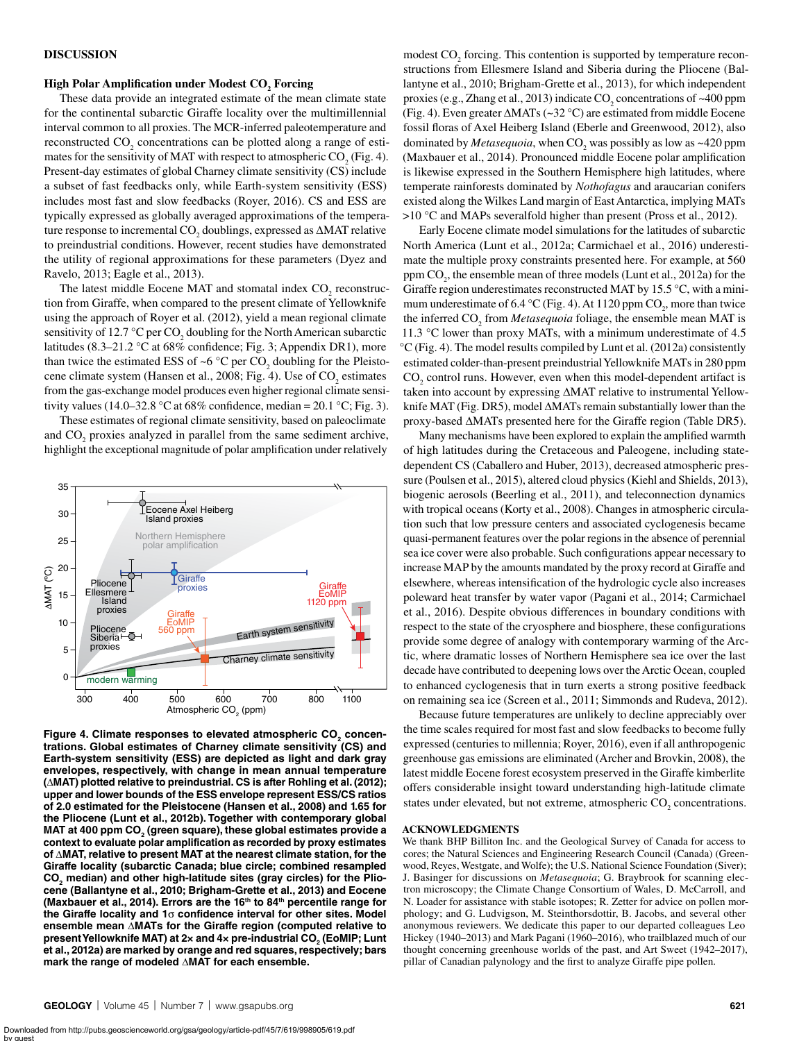## DISCUSSION

### High Polar Amplification under Modest $CO_2$ Forcing

These data provide an integrated estimate of the mean climate state for the continental subarctic Giraffe locality over the multimillennial interval common to all proxies. The MCR-inferred paleotemperature and reconstructed $CO_2$ concentrations can be plotted along a range of estimates for the sensitivity of MAT with respect to atmospheric $CO_2$ (Fig. 4). Present-day estimates of global Charney climate sensitivity (CS) include a subset of fast feedbacks only, while Earth-system sensitivity (ESS) includes most fast and slow feedbacks (Royer, 2016). CS and ESS are typically expressed as globally averaged approximations of the temperature response to incremental $CO_2$ doublings, expressed as ΔMAT relative to preindustrial conditions. However, recent studies have demonstrated the utility of regional approximations for these parameters (Dyez and Ravelo, 2013; Eagle et al., 2013).

The latest middle Eocene MAT and stomatal index $CO_2$ reconstruction from Giraffe, when compared to the present climate of Yellowknife using the approach of Royer et al. (2012), yield a mean regional climate sensitivity of 12.7 °C per $CO_2$ doubling for the North American subarctic latitudes (8.3–21.2 °C at 68% confidence; Fig. 3; Appendix DR1), more than twice the estimated ESS of ~6 °C per $CO_2$ doubling for the Pleistocene climate system (Hansen et al., 2008; Fig. 4). Use of $CO_2$ estimates from the gas-exchange model produces even higher regional climate sensitivity values (14.0–32.8 °C at 68% confidence, median = 20.1 °C; Fig. 3).

These estimates of regional climate sensitivity, based on paleoclimate and $CO_2$ proxies analyzed in parallel from the same sediment archive, highlight the exceptional magnitude of polar amplification under relatively modest $CO_2$ forcing. This contention is supported by temperature reconstructions from Ellesmere Island and Siberia during the Pliocene (Ballantyne et al., 2010; Brigham-Grette et al., 2013), for which independent proxies (e.g., Zhang et al., 2013) indicate $CO_2$ concentrations of ~400 ppm (Fig. 4). Even greater ΔMATs (~32 °C) are estimated from middle Eocene fossil floras of Axel Heiberg Island (Eberle and Greenwood, 2012), also dominated by *Metasequoia*, when $CO_2$ was possibly as low as ~420 ppm (Maxbauer et al., 2014). Pronounced middle Eocene polar amplification is likewise expressed in the Southern Hemisphere high latitudes, where temperate rainforests dominated by *Nothofagus* and araucarian conifers existed along the Wilkes Land margin of East Antarctica, implying MATs >10 °C and MAPs severalfold higher than present (Pross et al., 2012).

Early Eocene climate model simulations for the latitudes of subarctic North America (Lunt et al., 2012a; Carmichael et al., 2016) underestimate the multiple proxy constraints presented here. For example, at 560 ppm $CO_2$, the ensemble mean of three models (Lunt et al., 2012a) for the Giraffe region underestimates reconstructed MAT by 15.5 °C, with a minimum underestimate of 6.4 °C (Fig. 4). At 1120 ppm $CO_2$, more than twice the inferred $CO_2$ from *Metasequoia* foliage, the ensemble mean MAT is 11.3 °C lower than with proxy MATs, with a minimum underestimate of 4.5 °C (Fig. 4). The model results compiled by Lunt et al. (2012a) consistently estimated colder-than-present preindustrial Yellowknife MATs in 280 ppm $CO_2$ control runs. However, even when this model-dependent artifact is taken into account by expressing ΔMAT relative to instrumental Yellowknife MAT (Fig. DR5), model ΔMATs remain substantially lower than the proxy-based ΔMATs presented here for the Giraffe region (Table DR5).

Many mechanisms have been explored to explain the amplified warmth of high latitudes during the Cretaceous and Paleogene, including state-dependent CS (Caballero and Huber, 2013), decreased atmospheric pressure (Poulsen et al., 2015), altered cloud physics (Kiehl and Shields, 2013), biogenic aerosols (Beerling et al., 2011), and teleconnection dynamics with tropical oceans (Korty et al., 2008). Changes in atmospheric circulation such that low pressure centers and associated cyclogenesis became quasi-permanent features over the polar regions in the absence of perennial sea ice cover were also probable. Such configurations appear necessary to increase MAP by the amounts mandated by the proxy record at Giraffe and elsewhere, whereas intensification of the hydrologic cycle also increases poleward heat transfer by water vapor (Pagani et al., 2014; Carmichael et al., 2016). Despite obvious differences in boundary conditions with respect to the state of the cryosphere and biosphere, these configurations provide some degree of analogy with contemporary warming of the Arctic, where dramatic losses of Northern Hemisphere sea ice over the last decade have contributed to deepening lows over the Arctic Ocean, coupled to enhanced cyclogenesis that in turn exerts a strong positive feedback on remaining sea ice (Screen et al., 2011; Simmonds and Rudeva, 2012).

Because future temperatures are unlikely to decline appreciably over the time scales required for most fast and slow feedbacks to become fully expressed (centuries to millennia; Royer, 2016), even if all anthropogenic greenhouse gas emissions are eliminated (Archer and Brovkin, 2008), the latest middle Eocene forest ecosystem preserved in the Giraffe kimberlite offers considerable insight toward understanding high-latitude climate states under elevated, but not extreme, atmospheric $CO_2$ concentrations.

**Figure 4. Climate responses to elevated atmospheric $CO_2$ concentrations. Global estimates of Charney climate sensitivity (CS) and Earth-system sensitivity (ESS) are depicted as light and dark gray envelopes, respectively, with change in mean annual temperature (ΔMAT) plotted relative to preindustrial. CS is after Rohling et al. (2012); upper and lower bounds of the ESS envelope represent ESS/CS ratios of 2.0 estimated for the Pleistocene (Hansen et al., 2008) and 1.65 for the Pliocene (Lunt et al., 2012b). Together with contemporary global MAT at 400 ppm $CO_2$ (green square), these global estimates provide a context to evaluate polar amplification as recorded by proxy estimates of ΔMAT, relative to present MAT at the nearest climate station, for the Giraffe locality (subarctic Canada; blue circle; combined resampled $CO_2$ median) and other high-latitude sites (gray circles) for the Pliocene (Ballantyne et al., 2010; Brigham-Grette et al., 2013) and Eocene (Maxbauer et al., 2014). Errors are the 16th to 84th percentile range for the Giraffe locality and 1σ confidence interval for other sites. Model ensemble mean ΔMATs for the Giraffe region (computed relative to present Yellowknife MAT) at 2× and 4× pre-industrial $CO_2$ (EoMIP; Lunt et al., 2012a) are marked by orange and red squares, respectively; bars mark the range of modeled ΔMAT for each ensemble.**

## ACKNOWLEDGMENTS

We thank BHP Billiton Inc. and the Geological Survey of Canada for access to cores; the Natural Sciences and Engineering Research Council (Canada) (Greenwood, Reyes, Westgate, and Wolfe); the U.S. National Science Foundation (Siver); J. Basinger for discussions on *Metasequoia*; G. Braybrook for scanning electron microscopy; the Climate Change Consortium of Wales, D. McCarroll, and N. Loader for assistance with stable isotopes; R. Zetter for advice on pollen morphology; and G. Ludvigson, M. Steinthorsdottir, B. Jacobs, and several other anonymous reviewers. We dedicate this paper to our departed colleagues Leo Hickey (1940–2013) and Mark Pagani (1960–2016), who trailblazed much of our thought concerning greenhouse worlds of the past, and Art Sweet (1942–2017), pillar of Canadian palynology and the first to analyze Giraffe pipe pollen.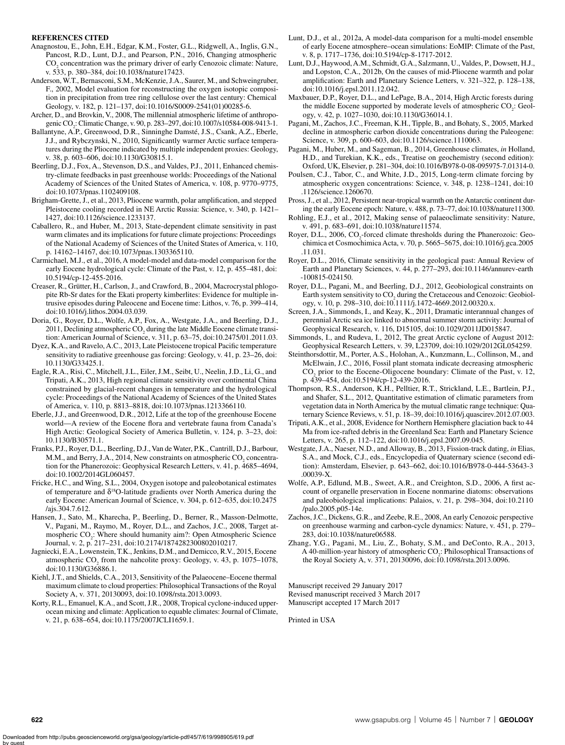## REFERENCES CITED

Anagnostou, E., John, E.H., Edgar, K.M., Foster, G.L., Ridgwell, A., Inglis, G.N., Pancost, R.D., Lunt, D.J., and Pearson, P.N., 2016, Changing atmospheric $CO_2$ concentration was the primary driver of early Cenozoic climate: Nature, v. 533, p. 380–384, doi:10.1038/nature17423.

Anderson, W.T., Bernasconi, S.M., McKenzie, J.A., Saurer, M., and Schweingruber, F., 2002, Model evaluation for reconstructing the oxygen isotopic composition in precipitation from tree ring cellulose over the last century: Chemical Geology, v. 182, p. 121–137, doi:10.1016/S0009-2541(01)00285-6.

Archer, D., and Brovkin, V., 2008, The millennial atmospheric lifetime of anthropogenic $CO_2$: Climatic Change, v. 90, p. 283–297, doi:10.1007/s10584-008-9413-1.

Ballantyne, A.P., Greenwood, D.R., Sinninghe Damsté, J.S., Csank, A.Z., Eberle, J.J., and Rybczynski, N., 2010, Significantly warmer Arctic surface temperatures during the Pliocene indicated by multiple independent proxies: Geology, v. 38, p. 603–606, doi:10.1130/G30815.1.

Beerling, D.J., Fox, A., Stevenson, D.S., and Valdes, P.J., 2011, Enhanced chemistry-climate feedbacks in past greenhouse worlds: Proceedings of the National Academy of Sciences of the United States of America, v. 108, p. 9770–9775, doi:10.1073/pnas.1102409108.

Brigham-Grette, J., et al., 2013, Pliocene warmth, polar amplification, and stepped Pleistocene cooling recorded in NE Arctic Russia: Science, v. 340, p. 1421–1427, doi:10.1126/science.1233137.

Caballero, R., and Huber, M., 2013, State-dependent climate sensitivity in past warm climates and its implications for future climate projections: Proceedings of the National Academy of Sciences of the United States of America, v. 110, p. 14162–14167, doi:10.1073/pnas.1303365110.

Carmichael, M.J., et al., 2016, A model-model and data-model comparison for the early Eocene hydrological cycle: Climate of the Past, v. 12, p. 455–481, doi: 10.5194/cp-12-455-2016.

Creaser, R., Grütter, H., Carlson, J., and Crawford, B., 2004, Macrocrystal phlogopite Rb-Sr dates for the Ekati property kimberlites: Evidence for multiple intrusive episodes during Paleocene and Eocene time: Lithos, v. 76, p. 399–414, doi:10.1016/j.lithos.2004.03.039.

Doria, G., Royer, D.L., Wolfe, A.P., Fox, A., Westgate, J.A., and Beerling, D.J., 2011, Declining atmospheric $CO_2$ during the late Middle Eocene climate transition: American Journal of Science, v. 311, p. 63–75, doi:10.2475/01.2011.03.

Dyez, K.A., and Ravelo, A.C., 2013, Late Pleistocene tropical Pacific temperature sensitivity to radiative greenhouse gas forcing: Geology, v. 41, p. 23–26, doi: 10.1130/G33425.1.

Eagle, R.A., Risi, C., Mitchell, J.L., Eiler, J.M., Seibt, U., Neelin, J.D., Li, G., and Tripati, A.K., 2013, High regional climate sensitivity over continental China constrained by glacial-recent changes in temperature and the hydrological cycle: Proceedings of the National Academy of Sciences of the United States of America, v. 110, p. 8813–8818, doi:10.1073/pnas.1213366110.

Eberle, J.J., and Greenwood, D.R., 2012, Life at the top of the greenhouse Eocene world—A review of the Eocene flora and vertebrate fauna from Canada's High Arctic: Geological Society of America Bulletin, v. 124, p. 3–23, doi: 10.1130/B30571.1.

Franks, P.J., Royer, D.L., Beerling, D.J., Van de Water, P.K., Cantrill, D.J., Barbour, M.M., and Berry, J.A., 2014, New constraints on atmospheric $CO_2$ concentration for the Phanerozoic: Geophysical Research Letters, v. 41, p. 4685–4694, doi:10.1002/2014GL060457.

Fricke, H.C., and Wing, S.L., 2004, Oxygen isotope and paleobotanical estimates of temperature and $\delta^{18}O$-latitude gradients over North America during the early Eocene: American Journal of Science, v. 304, p. 612–635, doi:10.2475/ajs.304.7.612.

Hansen, J., Sato, M., Kharecha, P., Beerling, D., Berner, R., Masson-Delmotte, V., Pagani, M., Raymo, M., Royer, D.L., and Zachos, J.C., 2008, Target atmospheric $CO_2$: Where should humanity aim?: Open Atmospheric Science Journal, v. 2, p. 217–231, doi:10.2174/1874282300802010217.

Jagniecki, E.A., Lowenstein, T.K., Jenkins, D.M., and Demicco, R.V., 2015, Eocene atmospheric $CO_2$ from the nahcolite proxy: Geology, v. 43, p. 1075–1078, doi:10.1130/G36886.1.

Kiehl, J.T., and Shields, C.A., 2013, Sensitivity of the Palaeocene–Eocene thermal maximum climate to cloud properties: Philosophical Transactions of the Royal Society A, v. 371, 20130093, doi:10.1098/rsta.2013.0093.

Korty, R.L., Emanuel, K.A., and Scott, J.R., 2008, Tropical cyclone-induced upper-ocean mixing and climate: Application to equable climates: Journal of Climate, v. 21, p. 638–654, doi:10.1175/2007JCLI1659.1.

Lunt, D.J., et al., 2012a, A model-data comparison for a multi-model ensemble of early Eocene atmosphere–ocean simulations: EoMIP: Climate of the Past, v. 8, p. 1717–1736, doi:10.5194/cp-8-1717-2012.

Lunt, D.J., Haywood, A.M., Schmidt, G.A., Salzmann, U., Valdes, P., Dowsett, H.J., and Lopston, C.A., 2012b, On the causes of mid-Pliocene warmth and polar amplification: Earth and Planetary Science Letters, v. 321–322, p. 128–138, doi:10.1016/j.epsl.2011.12.042.

Maxbauer, D.P., Royer, D.L., and LePage, B.A., 2014, High Arctic forests during the middle Eocene supported by moderate levels of atmospheric $CO_2$: Geology, v. 42, p. 1027–1030, doi:10.1130/G36014.1.

Pagani, M., Zachos, J.C., Freeman, K.H., Tipple, B., and Bohaty, S., 2005, Marked decline in atmospheric carbon dioxide concentrations during the Paleogene: Science, v. 309, p. 600–603, doi:10.1126/science.1110063.

Pagani, M., Huber, M., and Sageman, B., 2014, Greenhouse climates, *in* Holland, H.D., and Turekian, K.K., eds., Treatise on geochemistry (second edition): Oxford, UK, Elsevier, p. 281–304, doi:10.1016/B978-0-08-095975-7.01314-0.

Poulsen, C.J., Tabor, C., and White, J.D., 2015, Long-term climate forcing by atmospheric oxygen concentrations: Science, v. 348, p. 1238–1241, doi:10.1126/science.1260670.

Pross, J., et al., 2012, Persistent near-tropical warmth on the Antarctic continent during the early Eocene epoch: Nature, v. 488, p. 73–77, doi:10.1038/nature11300.

Rohling, E.J., et al., 2012, Making sense of palaeoclimate sensitivity: Nature, v. 491, p. 683–691, doi:10.1038/nature11574.

Royer, D.L., 2006, $CO_2$-forced climate thresholds during the Phanerozoic: Geochimica et Cosmochimica Acta, v. 70, p. 5665–5675, doi:10.1016/j.gca.2005.11.031.

Royer, D.L., 2016, Climate sensitivity in the geological past: Annual Review of Earth and Planetary Sciences, v. 44, p. 277–293, doi:10.1146/annurev-earth-100815-024150.

Royer, D.L., Pagani, M., and Beerling, D.J., 2012, Geobiological constraints on Earth system sensitivity to $CO_2$ during the Cretaceous and Cenozoic: Geobiology, v. 10, p. 298–310, doi:10.1111/j.1472-4669.2012.00320.x.

Screen, J.A., Simmonds, I., and Keay, K., 2011, Dramatic interannual changes of perennial Arctic sea ice linked to abnormal summer storm activity: Journal of Geophysical Research, v. 116, D15105, doi:10.1029/2011JD015847.

Simmonds, I., and Rudeva, I., 2012, The great Arctic cyclone of August 2012: Geophysical Research Letters, v. 39, L23709, doi:10.1029/2012GL054259.

Steinthorsdottir, M., Porter, A.S., Holohan, A., Kunzmann, L., Collinson, M., and McElwain, J.C., 2016, Fossil plant stomata indicate decreasing atmospheric $CO_2$ prior to the Eocene-Oligocene boundary: Climate of the Past, v. 12, p. 439–454, doi:10.5194/cp-12-439-2016.

Thompson, R.S., Anderson, K.H., Pelltier, R.T., Strickland, L.E., Bartlein, P.J., and Shafer, S.L., 2012, Quantitative estimation of climatic parameters from vegetation data in North America by the mutual climatic range technique: Quaternary Science Reviews, v. 51, p. 18–39, doi:10.1016/j.quascirev.2012.07.003.

Tripati, A.K., et al., 2008, Evidence for Northern Hemisphere glaciation back to 44 Ma from ice-rafted debris in the Greenland Sea: Earth and Planetary Science Letters, v. 265, p. 112–122, doi:10.1016/j.epsl.2007.09.045.

Westgate, J.A., Naeser, N.D., and Alloway, B., 2013, Fission-track dating, *in* Elias, S.A., and Mock, C.J., eds., Encyclopedia of Quaternary science (second edition): Amsterdam, Elsevier, p. 643–662, doi:10.1016/B978-0-444-53643-3.00039-X.

Wolfe, A.P., Edlund, M.B., Sweet, A.R., and Creighton, S.D., 2006, A first account of organelle preservation in Eocene nonmarine diatoms: observations and paleobiological implications: Palaios, v. 21, p. 298–304, doi:10.2110/palo.2005.p05-14e.

Zachos, J.C., Dickens, G.R., and Zeebe, R.E., 2008, An early Cenozoic perspective on greenhouse warming and carbon-cycle dynamics: Nature, v. 451, p. 279–283, doi:10.1038/nature06588.

Zhang, Y.G., Pagani, M., Liu, Z., Bohaty, S.M., and DeConto, R.A., 2013, A 40-million-year history of atmospheric $CO_2$: Philosophical Transactions of the Royal Society A, v. 371, 20130096, doi:10.1098/rsta.2013.0096.

Manuscript received 29 January 2017
Revised manuscript received 3 March 2017
Manuscript accepted 17 March 2017

Printed in USA